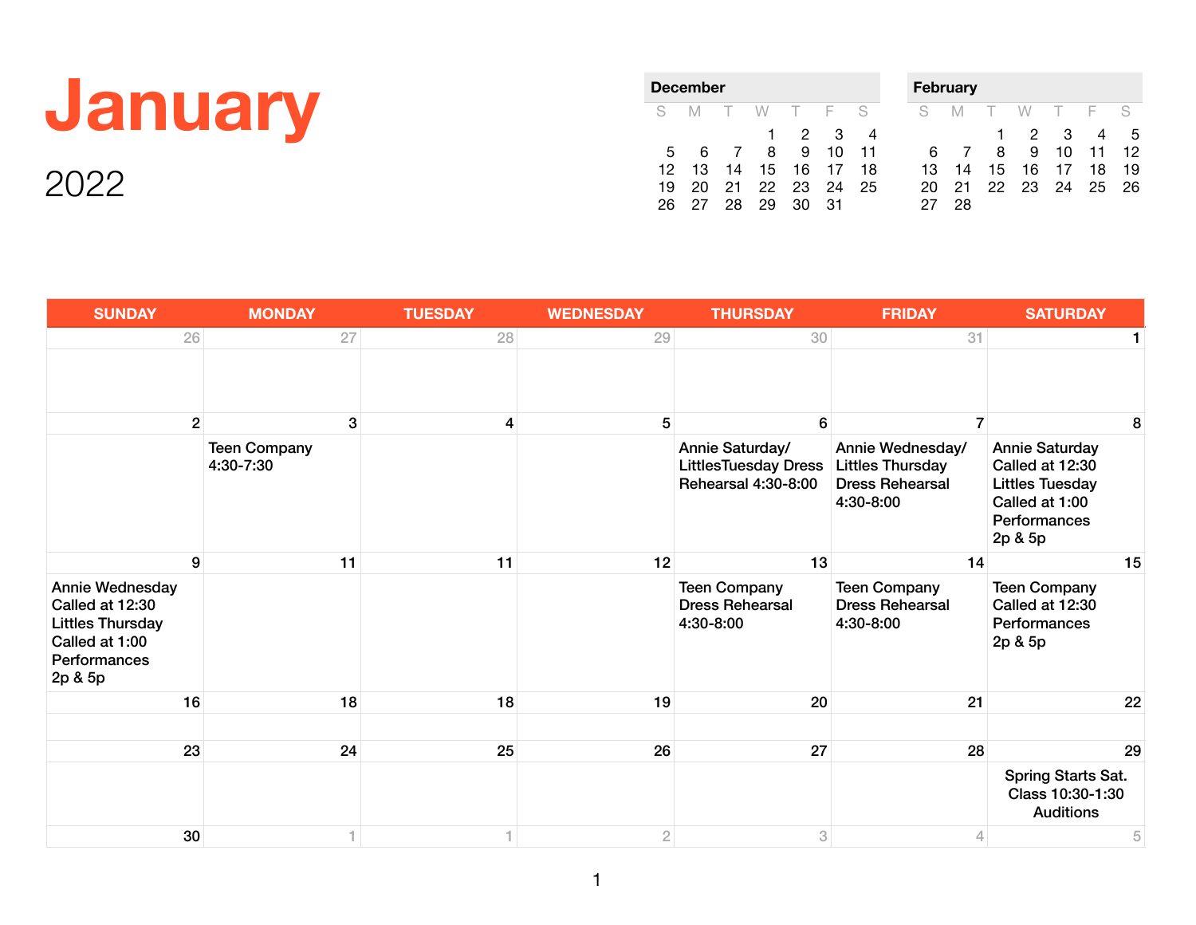# January

## 2022

| December | | | | | | |
|---|---|---|---|---|---|---|
| S | M | T | W | T | F | S |
| | | | 1 | 2 | 3 | 4 |
| 5 | 6 | 7 | 8 | 9 | 10 | 11 |
| 12 | 13 | 14 | 15 | 16 | 17 | 18 |
| 19 | 20 | 21 | 22 | 23 | 24 | 25 |
| 26 | 27 | 28 | 29 | 30 | 31 | |

| February | | | | | | |
|---|---|---|---|---|---|---|
| S | M | T | W | T | F | S |
| | | 1 | 2 | 3 | 4 | 5 |
| 6 | 7 | 8 | 9 | 10 | 11 | 12 |
| 13 | 14 | 15 | 16 | 17 | 18 | 19 |
| 20 | 21 | 22 | 23 | 24 | 25 | 26 |
| 27 | 28 | | | | | |

| SUNDAY | MONDAY | TUESDAY | WEDNESDAY | THURSDAY | FRIDAY | SATURDAY |
|---|---|---|---|---|---|---|
| 26 | 27 | 28 | 29 | 30 | 31 | 1 |
| 2 | 3<br>Teen Company 4:30-7:30 | 4 | 5 | 6<br>Annie Saturday/ LittlesTuesday Dress Rehearsal 4:30-8:00 | 7<br>Annie Wednesday/ Littles Thursday Dress Rehearsal 4:30-8:00 | 8<br>Annie Saturday Called at 12:30 Littles Tuesday Called at 1:00 Performances 2p & 5p |
| 9<br>Annie Wednesday Called at 12:30 Littles Thursday Called at 1:00 Performances 2p & 5p | 11 | 11 | 12 | 13<br>Teen Company Dress Rehearsal 4:30-8:00 | 14<br>Teen Company Dress Rehearsal 4:30-8:00 | 15<br>Teen Company Called at 12:30 Performances 2p & 5p |
| 16 | 18 | 18 | 19 | 20 | 21 | 22 |
| 23 | 24 | 25 | 26 | 27 | 28 | 29<br>Spring Starts Sat. Class 10:30-1:30 Auditions |
| 30 | 1 | 1 | 2 | 3 | 4 | 5 |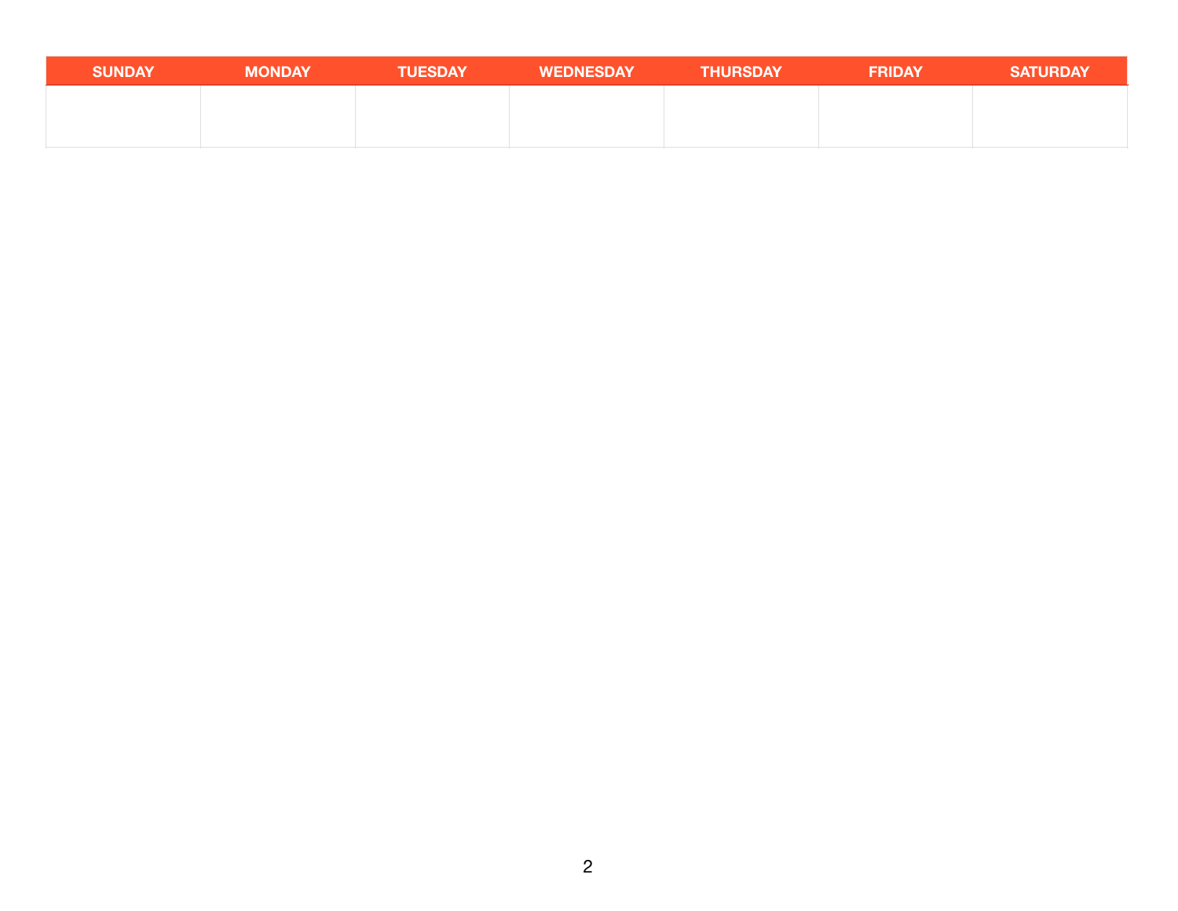| SUNDAY | MONDAY | TUESDAY | WEDNESDAY | THURSDAY | FRIDAY | SATURDAY |
| --- | --- | --- | --- | --- | --- | --- |
| | | | | | | |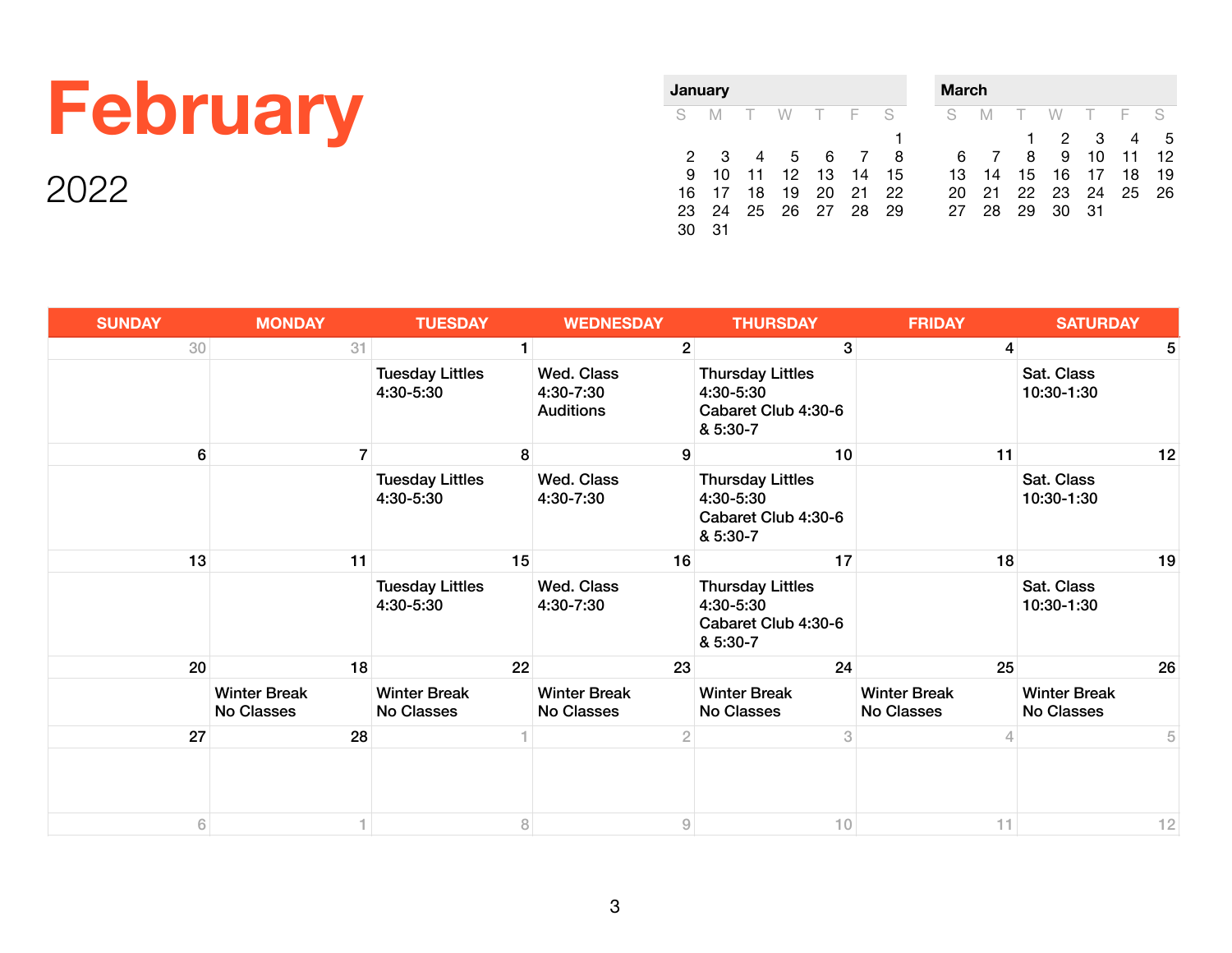# February

## 2022

| January | | | | | | |
|---|---|---|---|---|---|---|
| S | M | T | W | T | F | S |
| | | | | | | 1 |
| 2 | 3 | 4 | 5 | 6 | 7 | 8 |
| 9 | 10 | 11 | 12 | 13 | 14 | 15 |
| 16 | 17 | 18 | 19 | 20 | 21 | 22 |
| 23 | 24 | 25 | 26 | 27 | 28 | 29 |
| 30 | 31 | | | | | |

| March | | | | | | |
|---|---|---|---|---|---|---|
| S | M | T | W | T | F | S |
| | | 1 | 2 | 3 | 4 | 5 |
| 6 | 7 | 8 | 9 | 10 | 11 | 12 |
| 13 | 14 | 15 | 16 | 17 | 18 | 19 |
| 20 | 21 | 22 | 23 | 24 | 25 | 26 |
| 27 | 28 | 29 | 30 | 31 | | |

| SUNDAY | MONDAY | TUESDAY | WEDNESDAY | THURSDAY | FRIDAY | SATURDAY |
|---|---|---|---|---|---|---|
| 30 | 31 | 1 | 2 | 3 | 4 | 5 |
| | | Tuesday Littles 4:30-5:30 | Wed. Class 4:30-7:30 Auditions | Thursday Littles 4:30-5:30 Cabaret Club 4:30-6 & 5:30-7 | | Sat. Class 10:30-1:30 |
| 6 | 7 | 8 | 9 | 10 | 11 | 12 |
| | | Tuesday Littles 4:30-5:30 | Wed. Class 4:30-7:30 | Thursday Littles 4:30-5:30 Cabaret Club 4:30-6 & 5:30-7 | | Sat. Class 10:30-1:30 |
| 13 | 11 | 15 | 16 | 17 | 18 | 19 |
| | | Tuesday Littles 4:30-5:30 | Wed. Class 4:30-7:30 | Thursday Littles 4:30-5:30 Cabaret Club 4:30-6 & 5:30-7 | | Sat. Class 10:30-1:30 |
| 20 | 18 | 22 | 23 | 24 | 25 | 26 |
| | Winter Break No Classes | Winter Break No Classes | Winter Break No Classes | Winter Break No Classes | Winter Break No Classes | Winter Break No Classes |
| 27 | 28 | 1 | 2 | 3 | 4 | 5 |
| | | | | | | |
| 6 | 1 | 8 | 9 | 10 | 11 | 12 |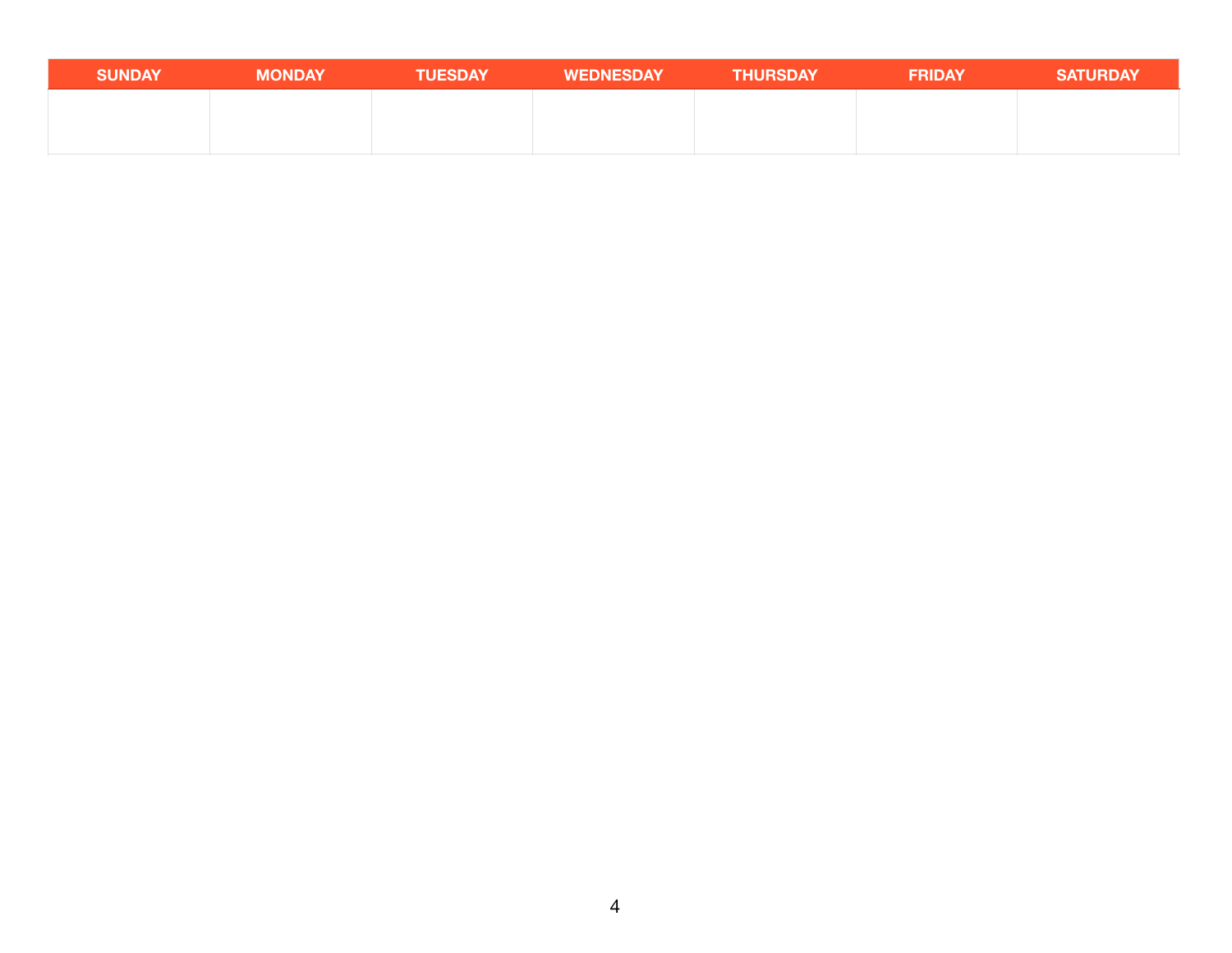| SUNDAY | MONDAY | TUESDAY | WEDNESDAY | THURSDAY | FRIDAY | SATURDAY |
|---|---|---|---|---|---|---|
| | | | | | | |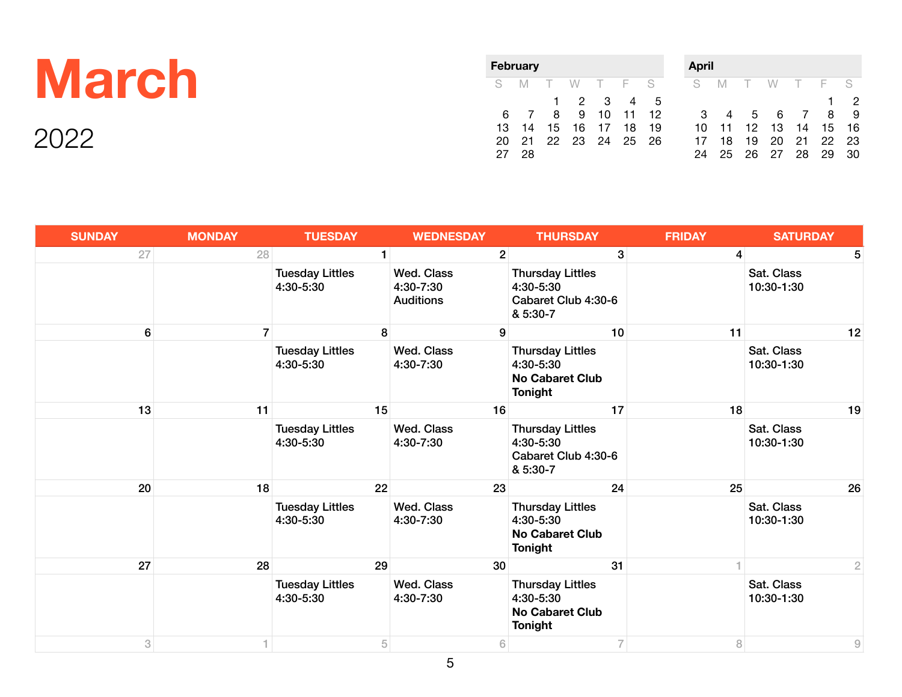# March

2022

| February | | | | | | |
|---|---|---|---|---|---|---|
| S | M | T | W | T | F | S |
| | | 1 | 2 | 3 | 4 | 5 |
| 6 | 7 | 8 | 9 | 10 | 11 | 12 |
| 13 | 14 | 15 | 16 | 17 | 18 | 19 |
| 20 | 21 | 22 | 23 | 24 | 25 | 26 |
| 27 | 28 | | | | | |

| April | | | | | | |
|---|---|---|---|---|---|---|
| S | M | T | W | T | F | S |
| | | | | | 1 | 2 |
| 3 | 4 | 5 | 6 | 7 | 8 | 9 |
| 10 | 11 | 12 | 13 | 14 | 15 | 16 |
| 17 | 18 | 19 | 20 | 21 | 22 | 23 |
| 24 | 25 | 26 | 27 | 28 | 29 | 30 |

| SUNDAY | MONDAY | TUESDAY | WEDNESDAY | THURSDAY | FRIDAY | SATURDAY |
|---|---|---|---|---|---|---|
| 27 | 28 | 1<br>Tuesday Littles 4:30-5:30 | 2<br>Wed. Class 4:30-7:30 Auditions | 3<br>Thursday Littles 4:30-5:30 Cabaret Club 4:30-6 & 5:30-7 | 4 | 5<br>Sat. Class 10:30-1:30 |
| 6 | 7 | 8<br>Tuesday Littles 4:30-5:30 | 9<br>Wed. Class 4:30-7:30 | 10<br>Thursday Littles 4:30-5:30 **No Cabaret Club Tonight** | 11 | 12<br>Sat. Class 10:30-1:30 |
| 13 | 11 | 15<br>Tuesday Littles 4:30-5:30 | 16<br>Wed. Class 4:30-7:30 | 17<br>Thursday Littles 4:30-5:30 Cabaret Club 4:30-6 & 5:30-7 | 18 | 19<br>Sat. Class 10:30-1:30 |
| 20 | 18 | 22<br>Tuesday Littles 4:30-5:30 | 23<br>Wed. Class 4:30-7:30 | 24<br>Thursday Littles 4:30-5:30 **No Cabaret Club Tonight** | 25 | 26<br>Sat. Class 10:30-1:30 |
| 27 | 28 | 29<br>Tuesday Littles 4:30-5:30 | 30<br>Wed. Class 4:30-7:30 | 31<br>Thursday Littles 4:30-5:30 **No Cabaret Club Tonight** | 1 | 2<br>Sat. Class 10:30-1:30 |
| 3 | 1 | 5 | 6 | 7 | 8 | 9 |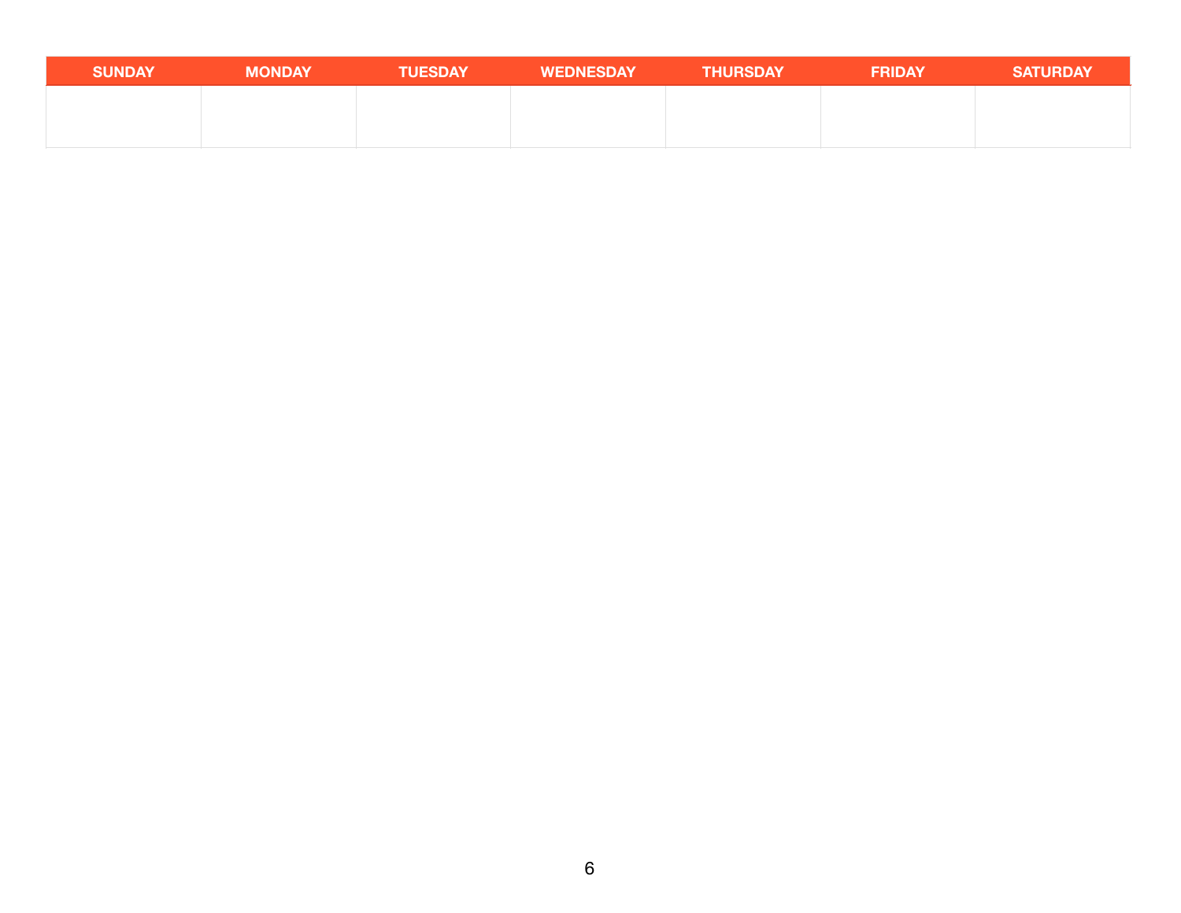| SUNDAY | MONDAY | TUESDAY | WEDNESDAY | THURSDAY | FRIDAY | SATURDAY |
| --- | --- | --- | --- | --- | --- | --- |
| | | | | | | |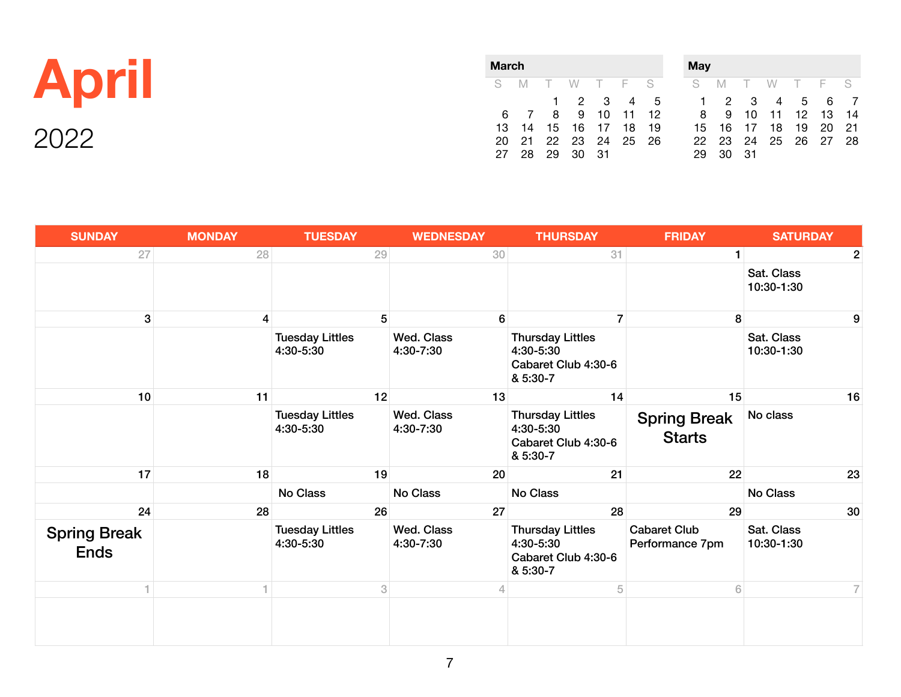# April

## 2022

**March**

| S | M | T | W | T | F | S |
|---|---|---|---|---|---|---|
| | | 1 | 2 | 3 | 4 | 5 |
| 6 | 7 | 8 | 9 | 10 | 11 | 12 |
| 13 | 14 | 15 | 16 | 17 | 18 | 19 |
| 20 | 21 | 22 | 23 | 24 | 25 | 26 |
| 27 | 28 | 29 | 30 | 31 | | |

**May**

| S | M | T | W | T | F | S |
|---|---|---|---|---|---|---|
| 1 | 2 | 3 | 4 | 5 | 6 | 7 |
| 8 | 9 | 10 | 11 | 12 | 13 | 14 |
| 15 | 16 | 17 | 18 | 19 | 20 | 21 |
| 22 | 23 | 24 | 25 | 26 | 27 | 28 |
| 29 | 30 | 31 | | | | |

| SUNDAY | MONDAY | TUESDAY | WEDNESDAY | THURSDAY | FRIDAY | SATURDAY |
|---|---|---|---|---|---|---|
| 27 | 28 | 29 | 30 | 31 | 1 | 2 Sat. Class 10:30-1:30 |
| 3 | 4 | 5 Tuesday Littles 4:30-5:30 | 6 Wed. Class 4:30-7:30 | 7 Thursday Littles 4:30-5:30 Cabaret Club 4:30-6 & 5:30-7 | 8 | 9 Sat. Class 10:30-1:30 |
| 10 | 11 | 12 Tuesday Littles 4:30-5:30 | 13 Wed. Class 4:30-7:30 | 14 Thursday Littles 4:30-5:30 Cabaret Club 4:30-6 & 5:30-7 | 15 Spring Break Starts | 16 No class |
| 17 | 18 | 19 No Class | 20 No Class | 21 No Class | 22 | 23 No Class |
| 24 Spring Break Ends | 28 | 26 Tuesday Littles 4:30-5:30 | 27 Wed. Class 4:30-7:30 | 28 Thursday Littles 4:30-5:30 Cabaret Club 4:30-6 & 5:30-7 | 29 Cabaret Club Performance 7pm | 30 Sat. Class 10:30-1:30 |
| 1 | 1 | 3 | 4 | 5 | 6 | 7 |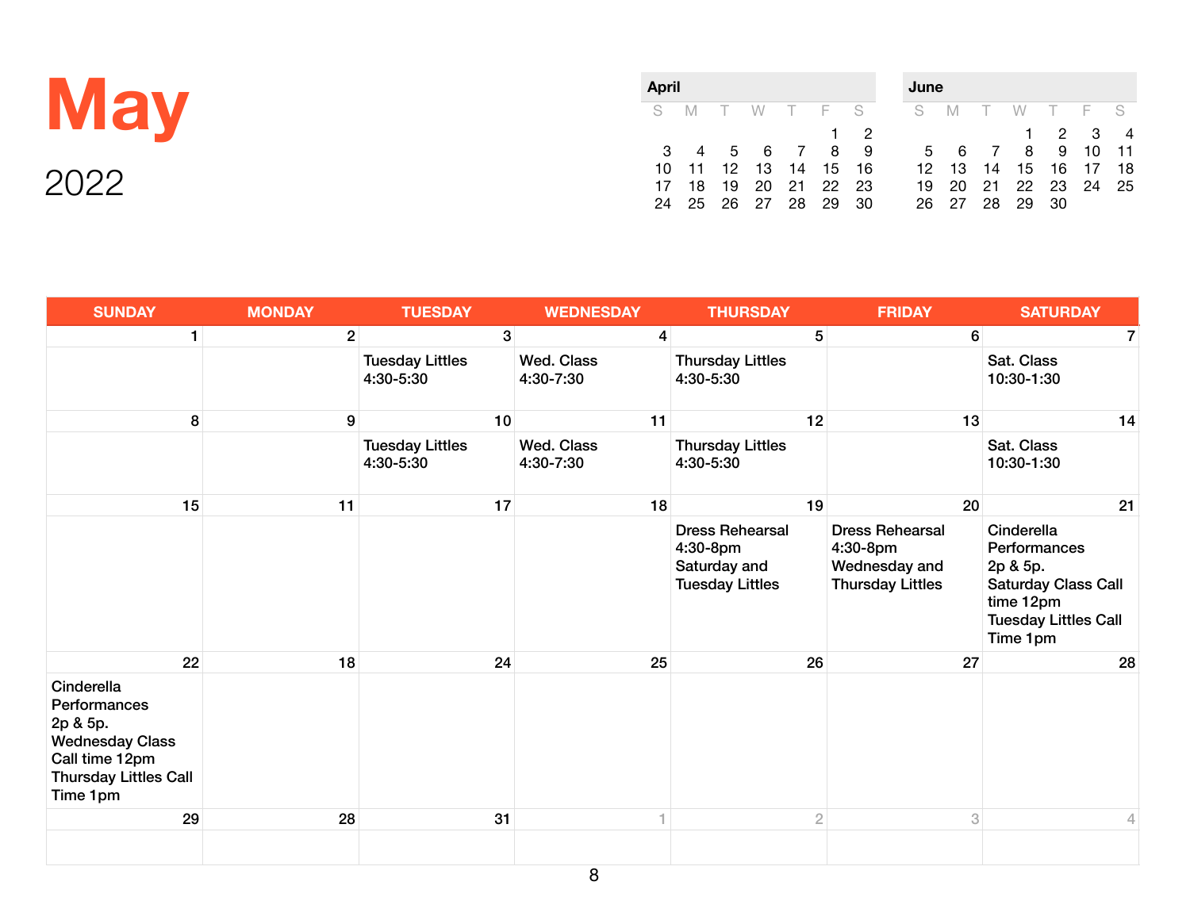# May

2022

| April | | | | | | |
|---|---|---|---|---|---|---|
| S | M | T | W | T | F | S |
| | | | | | 1 | 2 |
| 3 | 4 | 5 | 6 | 7 | 8 | 9 |
| 10 | 11 | 12 | 13 | 14 | 15 | 16 |
| 17 | 18 | 19 | 20 | 21 | 22 | 23 |
| 24 | 25 | 26 | 27 | 28 | 29 | 30 |

| June | | | | | | |
|---|---|---|---|---|---|---|
| S | M | T | W | T | F | S |
| | | | 1 | 2 | 3 | 4 |
| 5 | 6 | 7 | 8 | 9 | 10 | 11 |
| 12 | 13 | 14 | 15 | 16 | 17 | 18 |
| 19 | 20 | 21 | 22 | 23 | 24 | 25 |
| 26 | 27 | 28 | 29 | 30 | | |

| SUNDAY | MONDAY | TUESDAY | WEDNESDAY | THURSDAY | FRIDAY | SATURDAY |
|---|---|---|---|---|---|---|
| 1 | 2 | 3 | 4 | 5 | 6 | 7 |
| | | Tuesday Littles 4:30-5:30 | Wed. Class 4:30-7:30 | Thursday Littles 4:30-5:30 | | Sat. Class 10:30-1:30 |
| 8 | 9 | 10 | 11 | 12 | 13 | 14 |
| | | Tuesday Littles 4:30-5:30 | Wed. Class 4:30-7:30 | Thursday Littles 4:30-5:30 | | Sat. Class 10:30-1:30 |
| 15 | 11 | 17 | 18 | 19 | 20 | 21 |
| | | | | Dress Rehearsal 4:30-8pm Saturday and Tuesday Littles | Dress Rehearsal 4:30-8pm Wednesday and Thursday Littles | Cinderella Performances 2p & 5p. Saturday Class Call time 12pm Tuesday Littles Call Time 1pm |
| 22 | 18 | 24 | 25 | 26 | 27 | 28 |
| Cinderella Performances 2p & 5p. Wednesday Class Call time 12pm Thursday Littles Call Time 1pm | | | | | | |
| 29 | 28 | 31 | 1 | 2 | 3 | 4 |
| | | | | | | |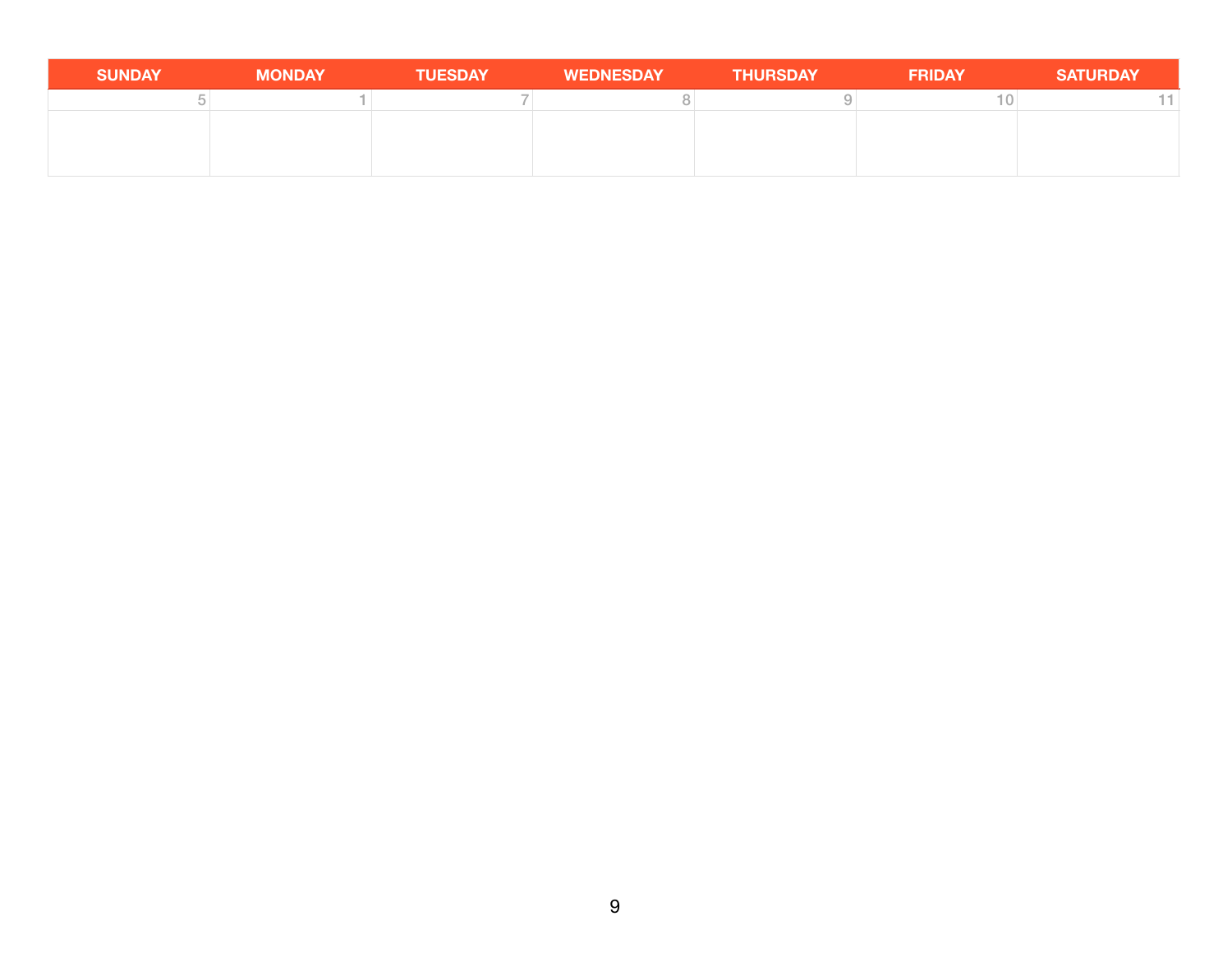| SUNDAY | MONDAY | TUESDAY | WEDNESDAY | THURSDAY | FRIDAY | SATURDAY |
|---|---|---|---|---|---|---|
| 5 | 1 | 7 | 8 | 9 | 10 | 11 |
| | | | | | | |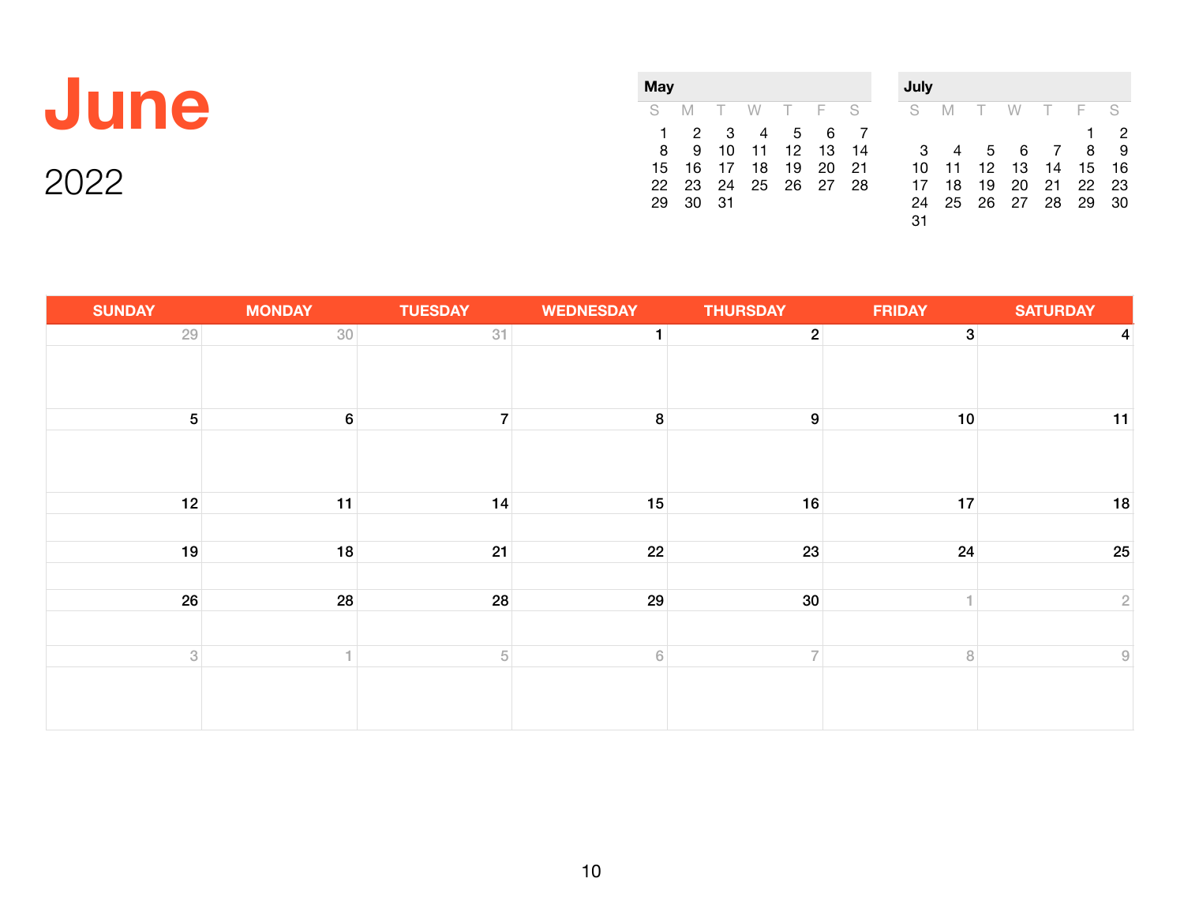# June

## 2022

**May**

| S | M | T | W | T | F | S |
|---|---|---|---|---|---|---|
| 1 | 2 | 3 | 4 | 5 | 6 | 7 |
| 8 | 9 | 10 | 11 | 12 | 13 | 14 |
| 15 | 16 | 17 | 18 | 19 | 20 | 21 |
| 22 | 23 | 24 | 25 | 26 | 27 | 28 |
| 29 | 30 | 31 | | | | |

**July**

| S | M | T | W | T | F | S |
|---|---|---|---|---|---|---|
| | | | | | 1 | 2 |
| 3 | 4 | 5 | 6 | 7 | 8 | 9 |
| 10 | 11 | 12 | 13 | 14 | 15 | 16 |
| 17 | 18 | 19 | 20 | 21 | 22 | 23 |
| 24 | 25 | 26 | 27 | 28 | 29 | 30 |
| 31 | | | | | | |

| SUNDAY | MONDAY | TUESDAY | WEDNESDAY | THURSDAY | FRIDAY | SATURDAY |
|---|---|---|---|---|---|---|
| 29 | 30 | 31 | 1 | 2 | 3 | 4 |
| 5 | 6 | 7 | 8 | 9 | 10 | 11 |
| 12 | 11 | 14 | 15 | 16 | 17 | 18 |
| 19 | 18 | 21 | 22 | 23 | 24 | 25 |
| 26 | 28 | 28 | 29 | 30 | 1 | 2 |
| 3 | 1 | 5 | 6 | 7 | 8 | 9 |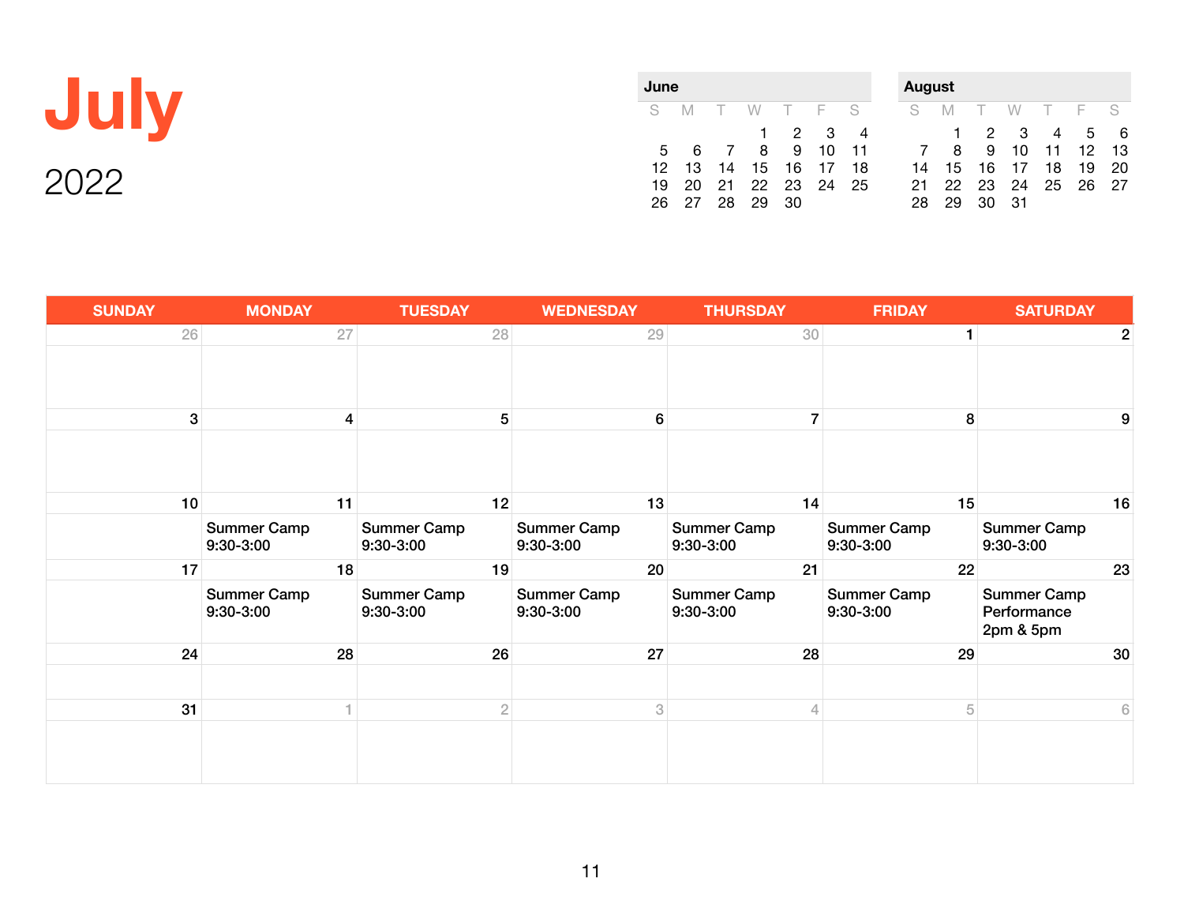# July

2022

| June | | | | | | |
|---|---|---|---|---|---|---|
| S | M | T | W | T | F | S |
| | | | 1 | 2 | 3 | 4 |
| 5 | 6 | 7 | 8 | 9 | 10 | 11 |
| 12 | 13 | 14 | 15 | 16 | 17 | 18 |
| 19 | 20 | 21 | 22 | 23 | 24 | 25 |
| 26 | 27 | 28 | 29 | 30 | | |

| August | | | | | | |
|---|---|---|---|---|---|---|
| S | M | T | W | T | F | S |
| | 1 | 2 | 3 | 4 | 5 | 6 |
| 7 | 8 | 9 | 10 | 11 | 12 | 13 |
| 14 | 15 | 16 | 17 | 18 | 19 | 20 |
| 21 | 22 | 23 | 24 | 25 | 26 | 27 |
| 28 | 29 | 30 | 31 | | | |

| SUNDAY | MONDAY | TUESDAY | WEDNESDAY | THURSDAY | FRIDAY | SATURDAY |
|---|---|---|---|---|---|---|
| 26 | 27 | 28 | 29 | 30 | 1 | 2 |
| 3 | 4 | 5 | 6 | 7 | 8 | 9 |
| 10 | 11<br>Summer Camp<br>9:30-3:00 | 12<br>Summer Camp<br>9:30-3:00 | 13<br>Summer Camp<br>9:30-3:00 | 14<br>Summer Camp<br>9:30-3:00 | 15<br>Summer Camp<br>9:30-3:00 | 16<br>Summer Camp<br>9:30-3:00 |
| 17 | 18<br>Summer Camp<br>9:30-3:00 | 19<br>Summer Camp<br>9:30-3:00 | 20<br>Summer Camp<br>9:30-3:00 | 21<br>Summer Camp<br>9:30-3:00 | 22<br>Summer Camp<br>9:30-3:00 | 23<br>Summer Camp<br>Performance<br>2pm & 5pm |
| 24 | 28 | 26 | 27 | 28 | 29 | 30 |
| 31 | 1 | 2 | 3 | 4 | 5 | 6 |